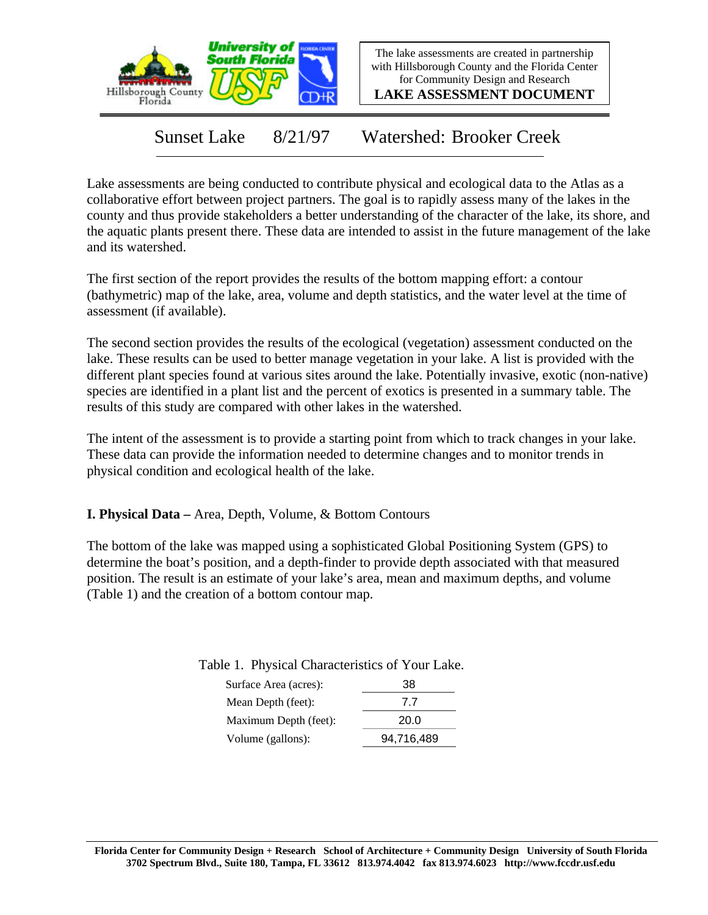The lake assessments are created in partnership with Hillsborough County and the Florida Center for Community Design and Research

**LAKE ASSESSMENT DOCUMENT**

## Sunset Lake    8/21/97    Watershed: Brooker Creek

Lake assessments are being conducted to contribute physical and ecological data to the Atlas as a collaborative effort between project partners. The goal is to rapidly assess many of the lakes in the county and thus provide stakeholders a better understanding of the character of the lake, its shore, and the aquatic plants present there. These data are intended to assist in the future management of the lake and its watershed.

The first section of the report provides the results of the bottom mapping effort: a contour (bathymetric) map of the lake, area, volume and depth statistics, and the water level at the time of assessment (if available).

The second section provides the results of the ecological (vegetation) assessment conducted on the lake. These results can be used to better manage vegetation in your lake. A list is provided with the different plant species found at various sites around the lake. Potentially invasive, exotic (non-native) species are identified in a plant list and the percent of exotics is presented in a summary table. The results of this study are compared with other lakes in the watershed.

The intent of the assessment is to provide a starting point from which to track changes in your lake. These data can provide the information needed to determine changes and to monitor trends in physical condition and ecological health of the lake.

### **I. Physical Data –** Area, Depth, Volume, & Bottom Contours

The bottom of the lake was mapped using a sophisticated Global Positioning System (GPS) to determine the boat's position, and a depth-finder to provide depth associated with that measured position. The result is an estimate of your lake's area, mean and maximum depths, and volume (Table 1) and the creation of a bottom contour map.

Table 1. Physical Characteristics of Your Lake.

| Characteristic | Value |
|---|---|
| Surface Area (acres): | 38 |
| Mean Depth (feet): | 7.7 |
| Maximum Depth (feet): | 20.0 |
| Volume (gallons): | 94,716,489 |

**Florida Center for Community Design + Research  School of Architecture + Community Design  University of South Florida**
**3702 Spectrum Blvd., Suite 180, Tampa, FL 33612  813.974.4042  fax 813.974.6023  http://www.fccdr.usf.edu**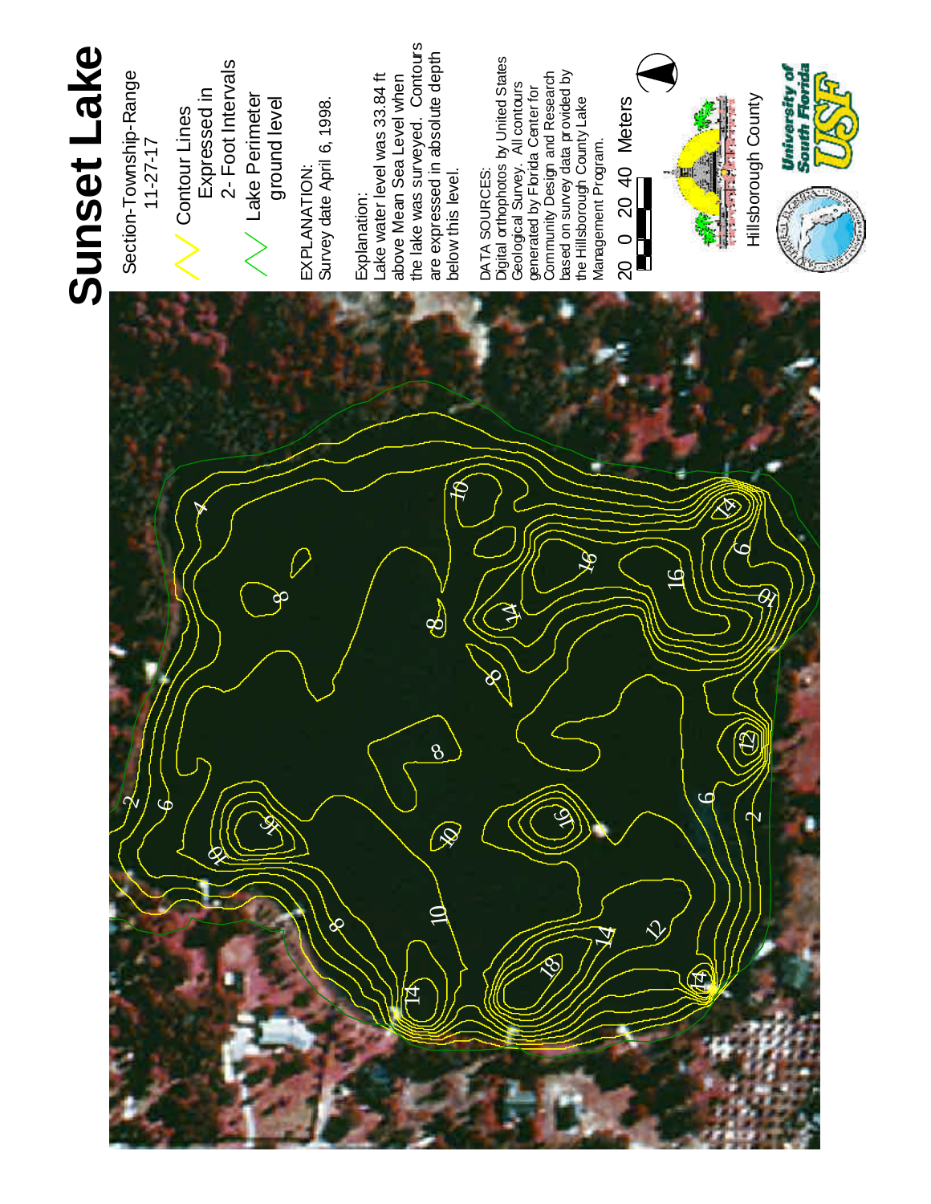# Sunset Lake

Section-Township-Range
11-27-17

Contour Lines
Expressed in
2- Foot Intervals

Lake Perimeter
ground level

EXPLANATION:
Survey date April 6, 1998.

Explanation:
Lake water level was 33.84 ft above Mean Sea Level when the lake was surveyed. Contours are expressed in absolute depth below this level.

DATA SOURCES:
Digital orthophotos by United States Geological Survey. All contours generated by Florida Center for Community Design and Research based on survey data provided by the Hillsborough County Lake Management Program.

20 0 20 40 Meters

Hillsborough County

University of South Florida USF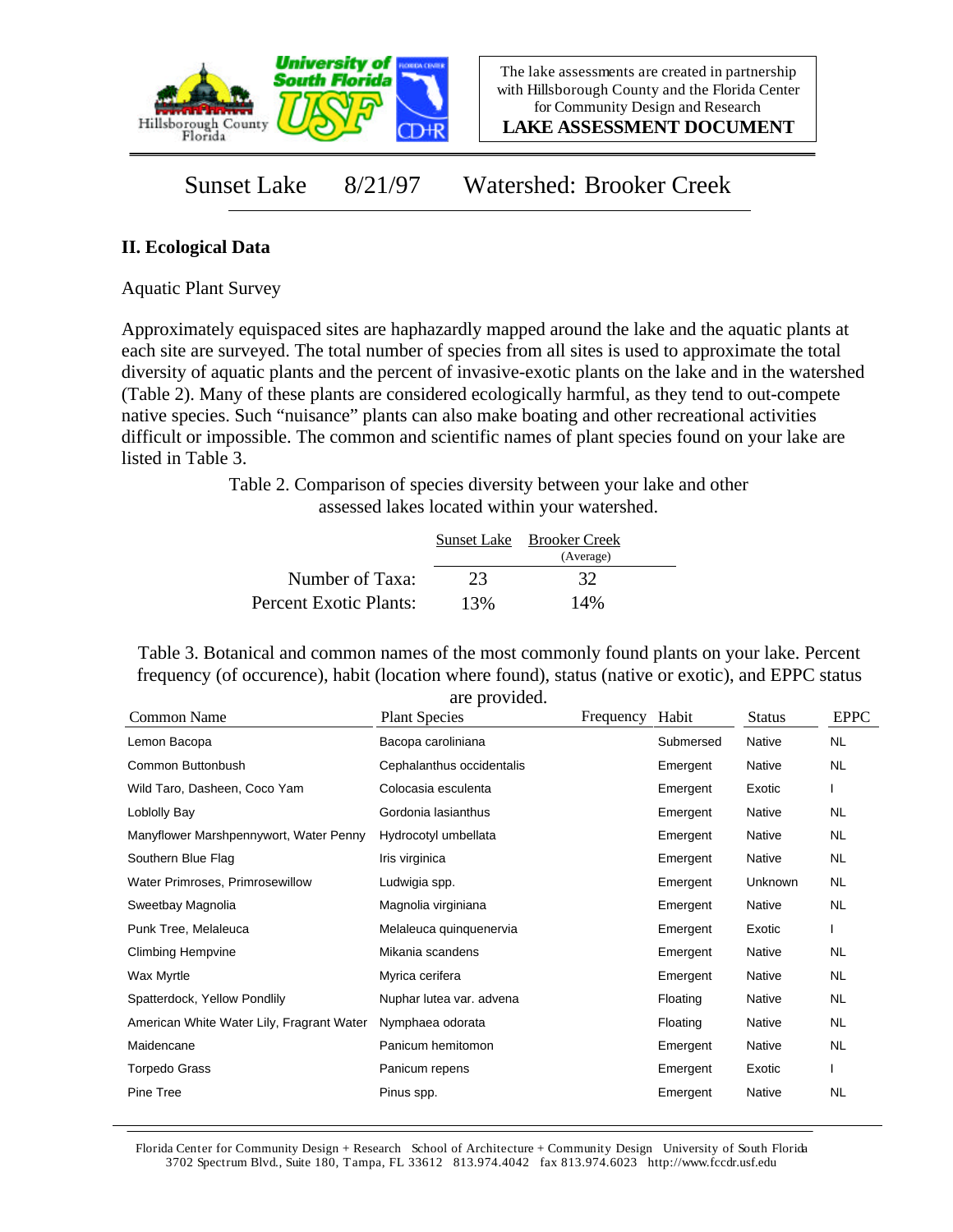The lake assessments are created in partnership with Hillsborough County and the Florida Center for Community Design and Research

**LAKE ASSESSMENT DOCUMENT**

# Sunset Lake 8/21/97 Watershed: Brooker Creek

## II. Ecological Data

Aquatic Plant Survey

Approximately equispaced sites are haphazardly mapped around the lake and the aquatic plants at each site are surveyed. The total number of species from all sites is used to approximate the total diversity of aquatic plants and the percent of invasive-exotic plants on the lake and in the watershed (Table 2). Many of these plants are considered ecologically harmful, as they tend to out-compete native species. Such "nuisance" plants can also make boating and other recreational activities difficult or impossible. The common and scientific names of plant species found on your lake are listed in Table 3.

Table 2. Comparison of species diversity between your lake and other assessed lakes located within your watershed.

| | Sunset Lake | Brooker Creek (Average) |
|---|---|---|
| Number of Taxa: | 23 | 32 |
| Percent Exotic Plants: | 13% | 14% |

Table 3. Botanical and common names of the most commonly found plants on your lake. Percent frequency (of occurence), habit (location where found), status (native or exotic), and EPPC status are provided.

| Common Name | Plant Species | Frequency | Habit | Status | EPPC |
|---|---|---|---|---|---|
| Lemon Bacopa | Bacopa caroliniana | | Submersed | Native | NL |
| Common Buttonbush | Cephalanthus occidentalis | | Emergent | Native | NL |
| Wild Taro, Dasheen, Coco Yam | Colocasia esculenta | | Emergent | Exotic | I |
| Loblolly Bay | Gordonia lasianthus | | Emergent | Native | NL |
| Manyflower Marshpennywort, Water Penny | Hydrocotyl umbellata | | Emergent | Native | NL |
| Southern Blue Flag | Iris virginica | | Emergent | Native | NL |
| Water Primroses, Primrosewillow | Ludwigia spp. | | Emergent | Unknown | NL |
| Sweetbay Magnolia | Magnolia virginiana | | Emergent | Native | NL |
| Punk Tree, Melaleuca | Melaleuca quinquenervia | | Emergent | Exotic | I |
| Climbing Hempvine | Mikania scandens | | Emergent | Native | NL |
| Wax Myrtle | Myrica cerifera | | Emergent | Native | NL |
| Spatterdock, Yellow Pondlily | Nuphar lutea var. advena | | Floating | Native | NL |
| American White Water Lily, Fragrant Water | Nymphaea odorata | | Floating | Native | NL |
| Maidencane | Panicum hemitomon | | Emergent | Native | NL |
| Torpedo Grass | Panicum repens | | Emergent | Exotic | I |
| Pine Tree | Pinus spp. | | Emergent | Native | NL |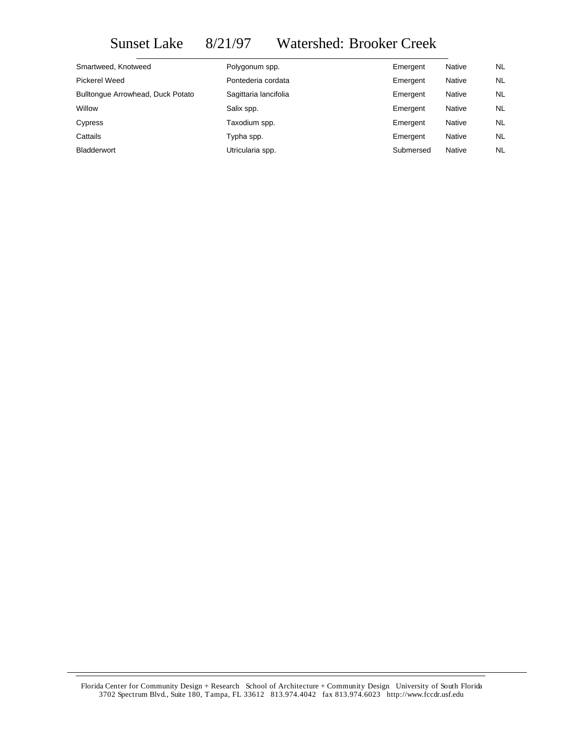# Sunset Lake 8/21/97 Watershed: Brooker Creek

| | | | | |
|---|---|---|---|---|
| Smartweed, Knotweed | Polygonum spp. | Emergent | Native | NL |
| Pickerel Weed | Pontederia cordata | Emergent | Native | NL |
| Bulltongue Arrowhead, Duck Potato | Sagittaria lancifolia | Emergent | Native | NL |
| Willow | Salix spp. | Emergent | Native | NL |
| Cypress | Taxodium spp. | Emergent | Native | NL |
| Cattails | Typha spp. | Emergent | Native | NL |
| Bladderwort | Utricularia spp. | Submersed | Native | NL |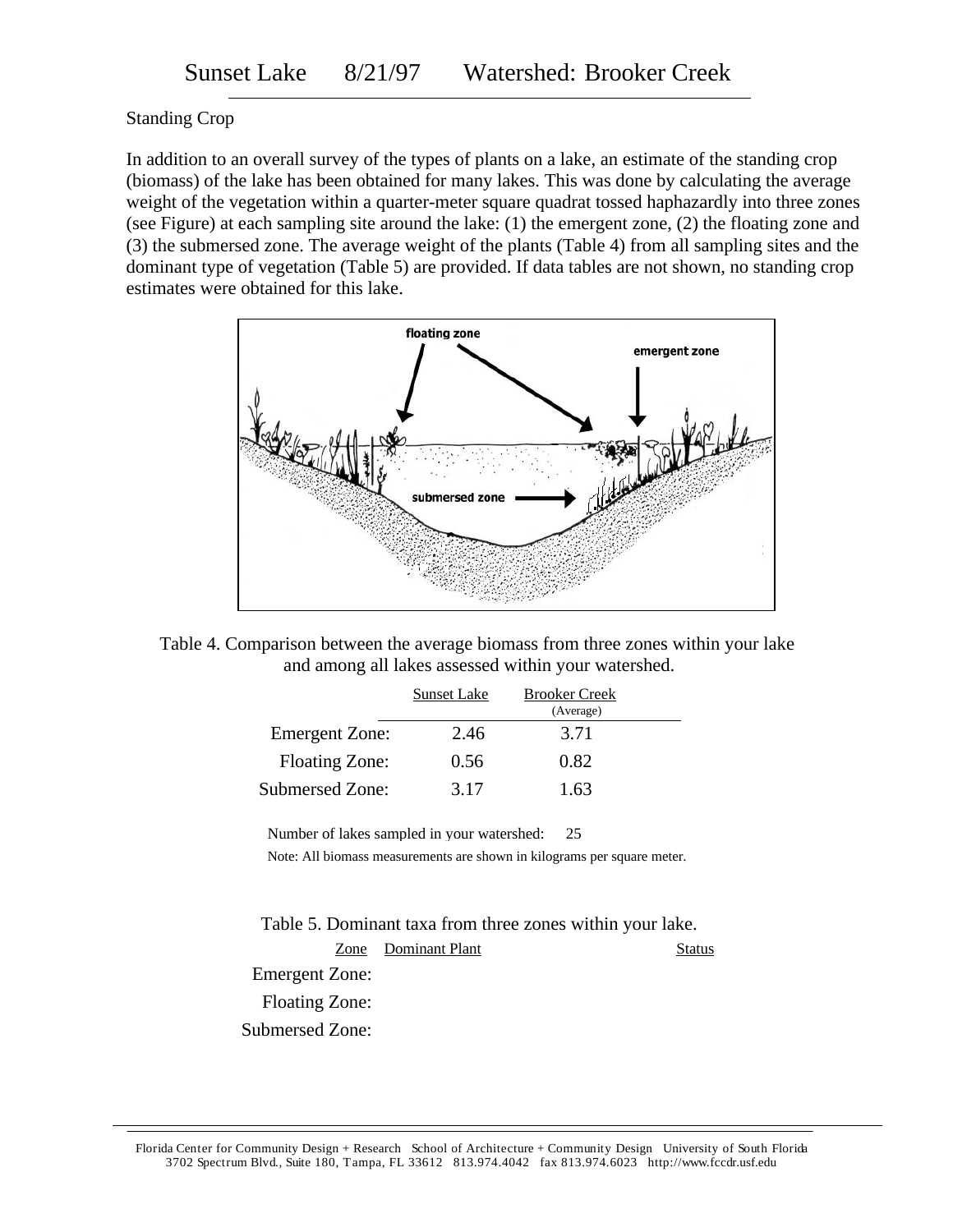Standing Crop

In addition to an overall survey of the types of plants on a lake, an estimate of the standing crop (biomass) of the lake has been obtained for many lakes. This was done by calculating the average weight of the vegetation within a quarter-meter square quadrat tossed haphazardly into three zones (see Figure) at each sampling site around the lake: (1) the emergent zone, (2) the floating zone and (3) the submersed zone. The average weight of the plants (Table 4) from all sampling sites and the dominant type of vegetation (Table 5) are provided. If data tables are not shown, no standing crop estimates were obtained for this lake.

floating zone

emergent zone

submersed zone

Table 4. Comparison between the average biomass from three zones within your lake and among all lakes assessed within your watershed.

| | Sunset Lake | Brooker Creek (Average) |
|---|---|---|
| Emergent Zone: | 2.46 | 3.71 |
| Floating Zone: | 0.56 | 0.82 |
| Submersed Zone: | 3.17 | 1.63 |

Number of lakes sampled in your watershed: 25

Note: All biomass measurements are shown in kilograms per square meter.

Table 5. Dominant taxa from three zones within your lake.

| Zone | Dominant Plant | Status |
|---|---|---|
| Emergent Zone: | | |
| Floating Zone: | | |
| Submersed Zone: | | |